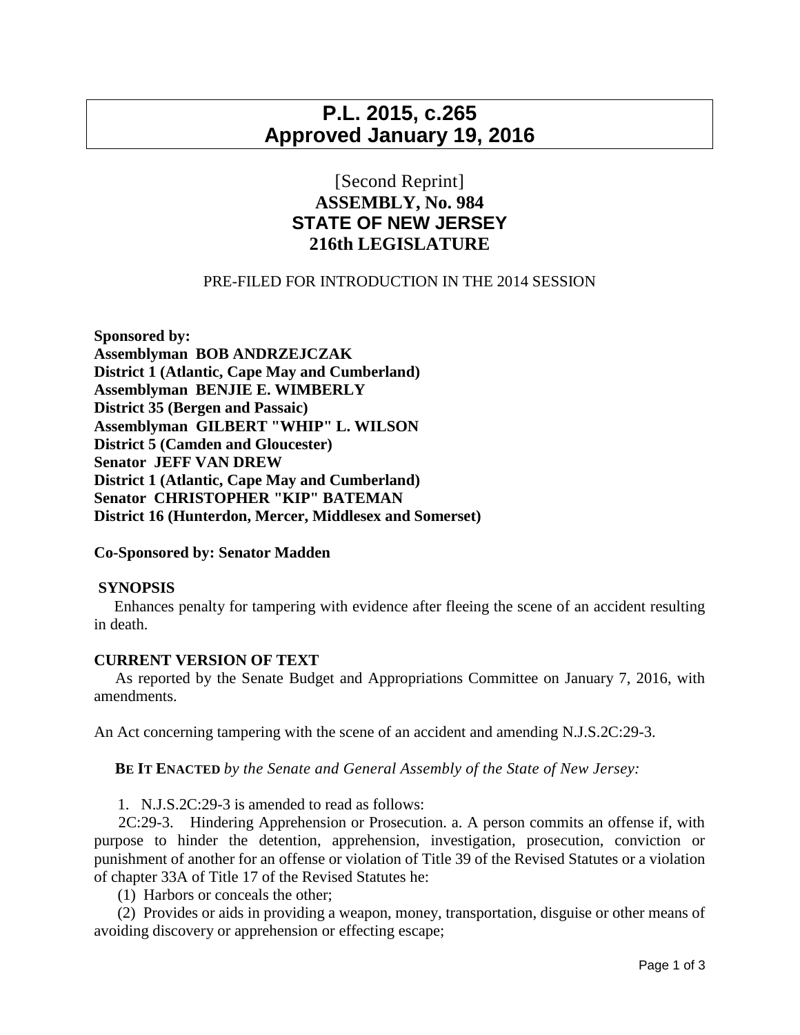# P.L. 2015, c.265
# Approved January 19, 2016

[Second Reprint]
**ASSEMBLY, No. 984**
**STATE OF NEW JERSEY**
**216th LEGISLATURE**

PRE-FILED FOR INTRODUCTION IN THE 2014 SESSION

**Sponsored by:**
**Assemblyman BOB ANDRZEJCZAK**
**District 1 (Atlantic, Cape May and Cumberland)**
**Assemblyman BENJIE E. WIMBERLY**
**District 35 (Bergen and Passaic)**
**Assemblyman GILBERT "WHIP" L. WILSON**
**District 5 (Camden and Gloucester)**
**Senator JEFF VAN DREW**
**District 1 (Atlantic, Cape May and Cumberland)**
**Senator CHRISTOPHER "KIP" BATEMAN**
**District 16 (Hunterdon, Mercer, Middlesex and Somerset)**

**Co-Sponsored by: Senator Madden**

**SYNOPSIS**

Enhances penalty for tampering with evidence after fleeing the scene of an accident resulting in death.

**CURRENT VERSION OF TEXT**

As reported by the Senate Budget and Appropriations Committee on January 7, 2016, with amendments.

An Act concerning tampering with the scene of an accident and amending N.J.S.2C:29-3.

**BE IT ENACTED** *by the Senate and General Assembly of the State of New Jersey:*

1. N.J.S.2C:29-3 is amended to read as follows:

2C:29-3. Hindering Apprehension or Prosecution. a. A person commits an offense if, with purpose to hinder the detention, apprehension, investigation, prosecution, conviction or punishment of another for an offense or violation of Title 39 of the Revised Statutes or a violation of chapter 33A of Title 17 of the Revised Statutes he:

(1) Harbors or conceals the other;

(2) Provides or aids in providing a weapon, money, transportation, disguise or other means of avoiding discovery or apprehension or effecting escape;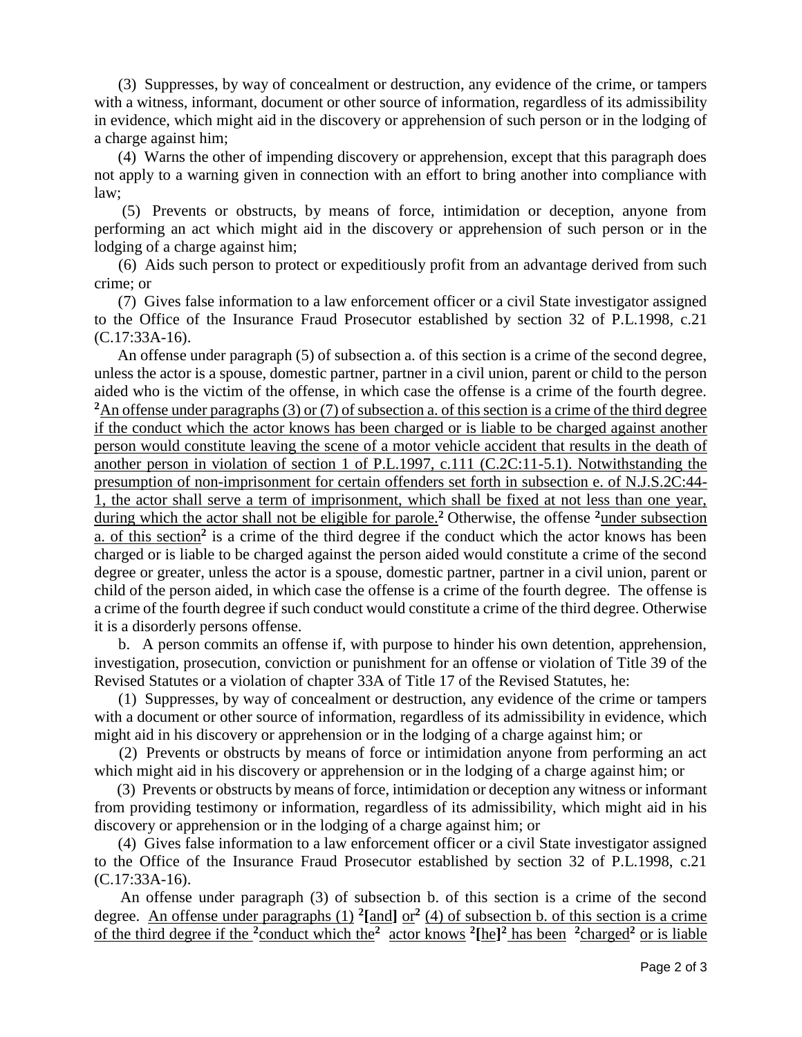(3) Suppresses, by way of concealment or destruction, any evidence of the crime, or tampers with a witness, informant, document or other source of information, regardless of its admissibility in evidence, which might aid in the discovery or apprehension of such person or in the lodging of a charge against him;

(4) Warns the other of impending discovery or apprehension, except that this paragraph does not apply to a warning given in connection with an effort to bring another into compliance with law;

(5) Prevents or obstructs, by means of force, intimidation or deception, anyone from performing an act which might aid in the discovery or apprehension of such person or in the lodging of a charge against him;

(6) Aids such person to protect or expeditiously profit from an advantage derived from such crime; or

(7) Gives false information to a law enforcement officer or a civil State investigator assigned to the Office of the Insurance Fraud Prosecutor established by section 32 of P.L.1998, c.21 (C.17:33A-16).

An offense under paragraph (5) of subsection a. of this section is a crime of the second degree, unless the actor is a spouse, domestic partner, partner in a civil union, parent or child to the person aided who is the victim of the offense, in which case the offense is a crime of the fourth degree. [2]<u>An offense under paragraphs (3) or (7) of subsection a. of this section is a crime of the third degree if the conduct which the actor knows has been charged or is liable to be charged against another person would constitute leaving the scene of a motor vehicle accident that results in the death of another person in violation of section 1 of P.L.1997, c.111 (C.2C:11-5.1). Notwithstanding the presumption of non-imprisonment for certain offenders set forth in subsection e. of N.J.S.2C:44-1, the actor shall serve a term of imprisonment, which shall be fixed at not less than one year, during which the actor shall not be eligible for parole.</u>[2] Otherwise, the offense [2]<u>under subsection a. of this section</u>[2] is a crime of the third degree if the conduct which the actor knows has been charged or is liable to be charged against the person aided would constitute a crime of the second degree or greater, unless the actor is a spouse, domestic partner, partner in a civil union, parent or child of the person aided, in which case the offense is a crime of the fourth degree. The offense is a crime of the fourth degree if such conduct would constitute a crime of the third degree. Otherwise it is a disorderly persons offense.

b. A person commits an offense if, with purpose to hinder his own detention, apprehension, investigation, prosecution, conviction or punishment for an offense or violation of Title 39 of the Revised Statutes or a violation of chapter 33A of Title 17 of the Revised Statutes, he:

(1) Suppresses, by way of concealment or destruction, any evidence of the crime or tampers with a document or other source of information, regardless of its admissibility in evidence, which might aid in his discovery or apprehension or in the lodging of a charge against him; or

(2) Prevents or obstructs by means of force or intimidation anyone from performing an act which might aid in his discovery or apprehension or in the lodging of a charge against him; or

(3) Prevents or obstructs by means of force, intimidation or deception any witness or informant from providing testimony or information, regardless of its admissibility, which might aid in his discovery or apprehension or in the lodging of a charge against him; or

(4) Gives false information to a law enforcement officer or a civil State investigator assigned to the Office of the Insurance Fraud Prosecutor established by section 32 of P.L.1998, c.21 (C.17:33A-16).

An offense under paragraph (3) of subsection b. of this section is a crime of the second degree. <u>An offense under paragraphs (1)</u> [2]<u>[and]</u> <u>or</u>[2] <u>(4) of subsection b. of this section is a crime of the third degree if the</u> [2]<u>conduct which the</u>[2] <u>actor knows</u> [2]<u>[he]</u>[2] <u>has been</u> [2]<u>charged</u>[2] <u>or is liable</u>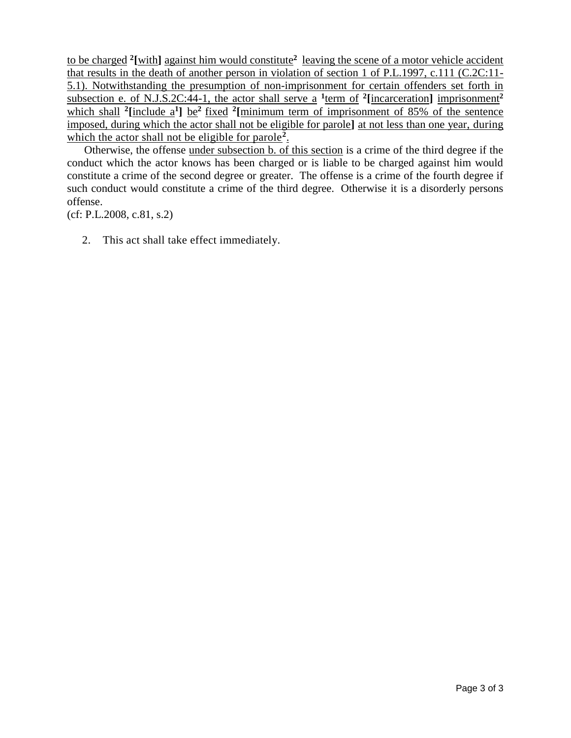to be charged [2][with] against him would constitute[2] leaving the scene of a motor vehicle accident that results in the death of another person in violation of section 1 of P.L.1997, c.111 (C.2C:11-5.1). Notwithstanding the presumption of non-imprisonment for certain offenders set forth in subsection e. of N.J.S.2C:44-1, the actor shall serve a [1]term of [2][incarceration] imprisonment[2] which shall [2][include a[1]] be[2] fixed [2][minimum term of imprisonment of 85% of the sentence imposed, during which the actor shall not be eligible for parole] at not less than one year, during which the actor shall not be eligible for parole[2].

Otherwise, the offense under subsection b. of this section is a crime of the third degree if the conduct which the actor knows has been charged or is liable to be charged against him would constitute a crime of the second degree or greater. The offense is a crime of the fourth degree if such conduct would constitute a crime of the third degree. Otherwise it is a disorderly persons offense.

(cf: P.L.2008, c.81, s.2)

2. This act shall take effect immediately.